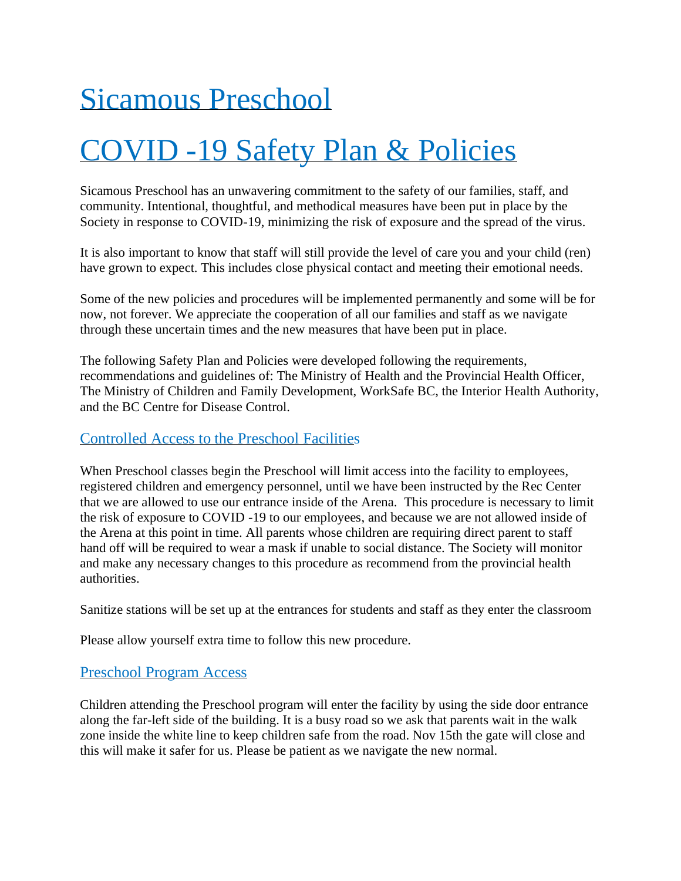# Sicamous Preschool

# COVID -19 Safety Plan & Policies

Sicamous Preschool has an unwavering commitment to the safety of our families, staff, and community. Intentional, thoughtful, and methodical measures have been put in place by the Society in response to COVID-19, minimizing the risk of exposure and the spread of the virus.

It is also important to know that staff will still provide the level of care you and your child (ren) have grown to expect. This includes close physical contact and meeting their emotional needs.

Some of the new policies and procedures will be implemented permanently and some will be for now, not forever. We appreciate the cooperation of all our families and staff as we navigate through these uncertain times and the new measures that have been put in place.

The following Safety Plan and Policies were developed following the requirements, recommendations and guidelines of: The Ministry of Health and the Provincial Health Officer, The Ministry of Children and Family Development, WorkSafe BC, the Interior Health Authority, and the BC Centre for Disease Control.

## Controlled Access to the Preschool Facilities

When Preschool classes begin the Preschool will limit access into the facility to employees, registered children and emergency personnel, until we have been instructed by the Rec Center that we are allowed to use our entrance inside of the Arena. This procedure is necessary to limit the risk of exposure to COVID -19 to our employees, and because we are not allowed inside of the Arena at this point in time. All parents whose children are requiring direct parent to staff hand off will be required to wear a mask if unable to social distance. The Society will monitor and make any necessary changes to this procedure as recommend from the provincial health authorities.

Sanitize stations will be set up at the entrances for students and staff as they enter the classroom

Please allow yourself extra time to follow this new procedure.

## Preschool Program Access

Children attending the Preschool program will enter the facility by using the side door entrance along the far-left side of the building. It is a busy road so we ask that parents wait in the walk zone inside the white line to keep children safe from the road. Nov 15th the gate will close and this will make it safer for us. Please be patient as we navigate the new normal.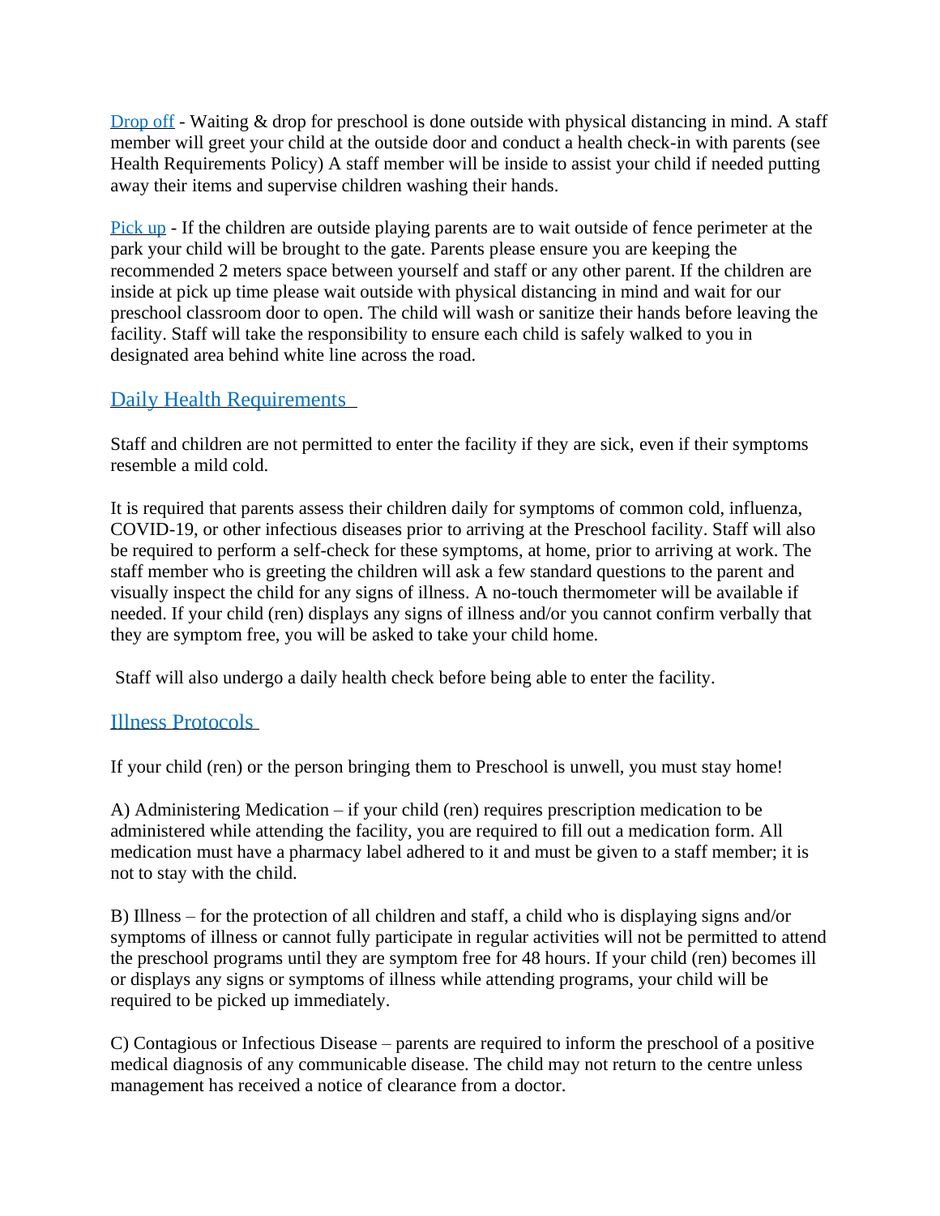Drop off - Waiting & drop for preschool is done outside with physical distancing in mind. A staff member will greet your child at the outside door and conduct a health check-in with parents (see Health Requirements Policy) A staff member will be inside to assist your child if needed putting away their items and supervise children washing their hands.

Pick up - If the children are outside playing parents are to wait outside of fence perimeter at the park your child will be brought to the gate. Parents please ensure you are keeping the recommended 2 meters space between yourself and staff or any other parent. If the children are inside at pick up time please wait outside with physical distancing in mind and wait for our preschool classroom door to open. The child will wash or sanitize their hands before leaving the facility. Staff will take the responsibility to ensure each child is safely walked to you in designated area behind white line across the road.

## Daily Health Requirements

Staff and children are not permitted to enter the facility if they are sick, even if their symptoms resemble a mild cold.

It is required that parents assess their children daily for symptoms of common cold, influenza, COVID-19, or other infectious diseases prior to arriving at the Preschool facility. Staff will also be required to perform a self-check for these symptoms, at home, prior to arriving at work. The staff member who is greeting the children will ask a few standard questions to the parent and visually inspect the child for any signs of illness. A no-touch thermometer will be available if needed. If your child (ren) displays any signs of illness and/or you cannot confirm verbally that they are symptom free, you will be asked to take your child home.

Staff will also undergo a daily health check before being able to enter the facility.

## Illness Protocols

If your child (ren) or the person bringing them to Preschool is unwell, you must stay home!

A) Administering Medication – if your child (ren) requires prescription medication to be administered while attending the facility, you are required to fill out a medication form. All medication must have a pharmacy label adhered to it and must be given to a staff member; it is not to stay with the child.

B) Illness – for the protection of all children and staff, a child who is displaying signs and/or symptoms of illness or cannot fully participate in regular activities will not be permitted to attend the preschool programs until they are symptom free for 48 hours. If your child (ren) becomes ill or displays any signs or symptoms of illness while attending programs, your child will be required to be picked up immediately.

C) Contagious or Infectious Disease – parents are required to inform the preschool of a positive medical diagnosis of any communicable disease. The child may not return to the centre unless management has received a notice of clearance from a doctor.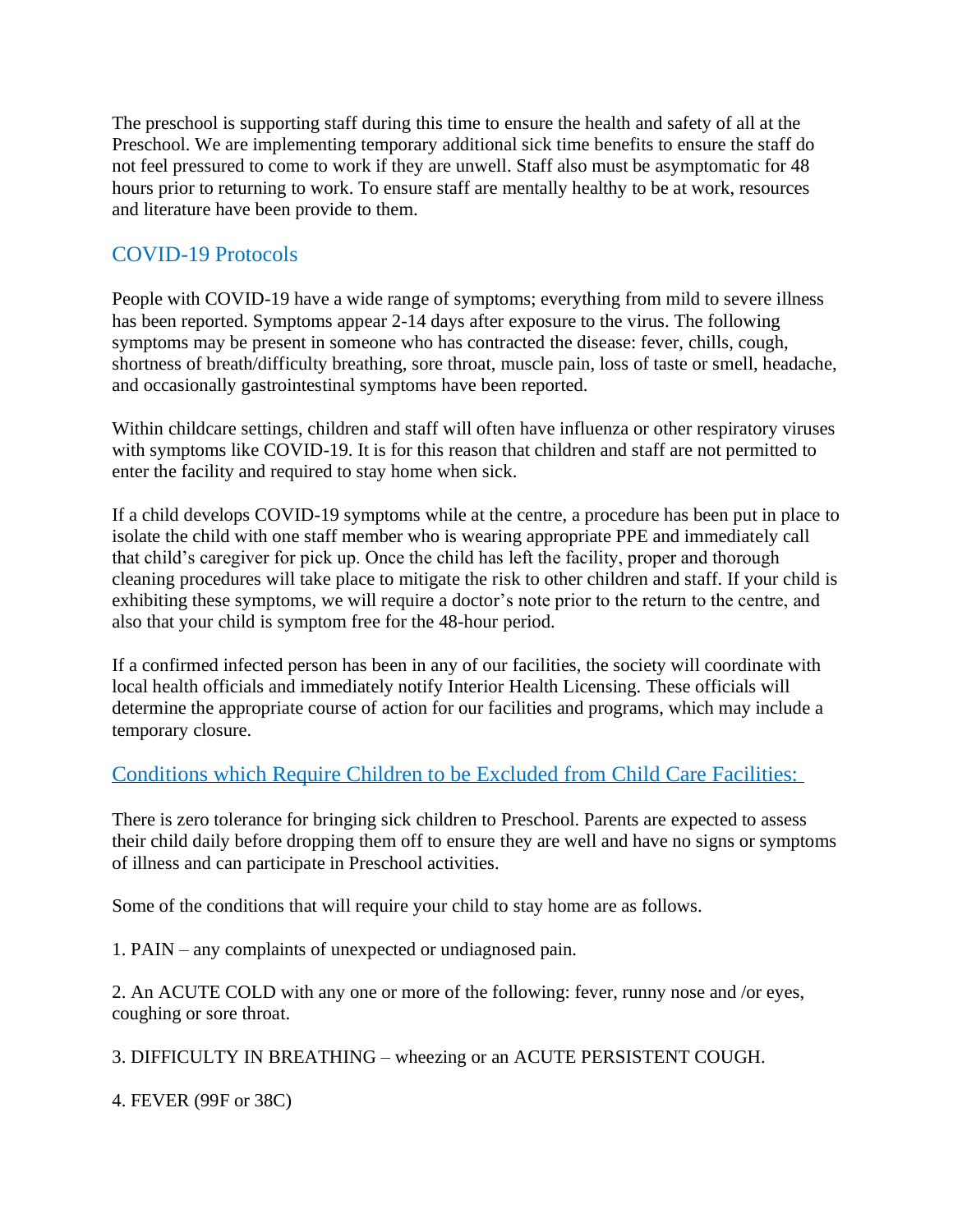The preschool is supporting staff during this time to ensure the health and safety of all at the Preschool. We are implementing temporary additional sick time benefits to ensure the staff do not feel pressured to come to work if they are unwell. Staff also must be asymptomatic for 48 hours prior to returning to work. To ensure staff are mentally healthy to be at work, resources and literature have been provide to them.

## COVID-19 Protocols

People with COVID-19 have a wide range of symptoms; everything from mild to severe illness has been reported. Symptoms appear 2-14 days after exposure to the virus. The following symptoms may be present in someone who has contracted the disease: fever, chills, cough, shortness of breath/difficulty breathing, sore throat, muscle pain, loss of taste or smell, headache, and occasionally gastrointestinal symptoms have been reported.

Within childcare settings, children and staff will often have influenza or other respiratory viruses with symptoms like COVID-19. It is for this reason that children and staff are not permitted to enter the facility and required to stay home when sick.

If a child develops COVID-19 symptoms while at the centre, a procedure has been put in place to isolate the child with one staff member who is wearing appropriate PPE and immediately call that child's caregiver for pick up. Once the child has left the facility, proper and thorough cleaning procedures will take place to mitigate the risk to other children and staff. If your child is exhibiting these symptoms, we will require a doctor's note prior to the return to the centre, and also that your child is symptom free for the 48-hour period.

If a confirmed infected person has been in any of our facilities, the society will coordinate with local health officials and immediately notify Interior Health Licensing. These officials will determine the appropriate course of action for our facilities and programs, which may include a temporary closure.

## Conditions which Require Children to be Excluded from Child Care Facilities:

There is zero tolerance for bringing sick children to Preschool. Parents are expected to assess their child daily before dropping them off to ensure they are well and have no signs or symptoms of illness and can participate in Preschool activities.

Some of the conditions that will require your child to stay home are as follows.

1. PAIN – any complaints of unexpected or undiagnosed pain.

2. An ACUTE COLD with any one or more of the following: fever, runny nose and /or eyes, coughing or sore throat.

3. DIFFICULTY IN BREATHING – wheezing or an ACUTE PERSISTENT COUGH.

4. FEVER (99F or 38C)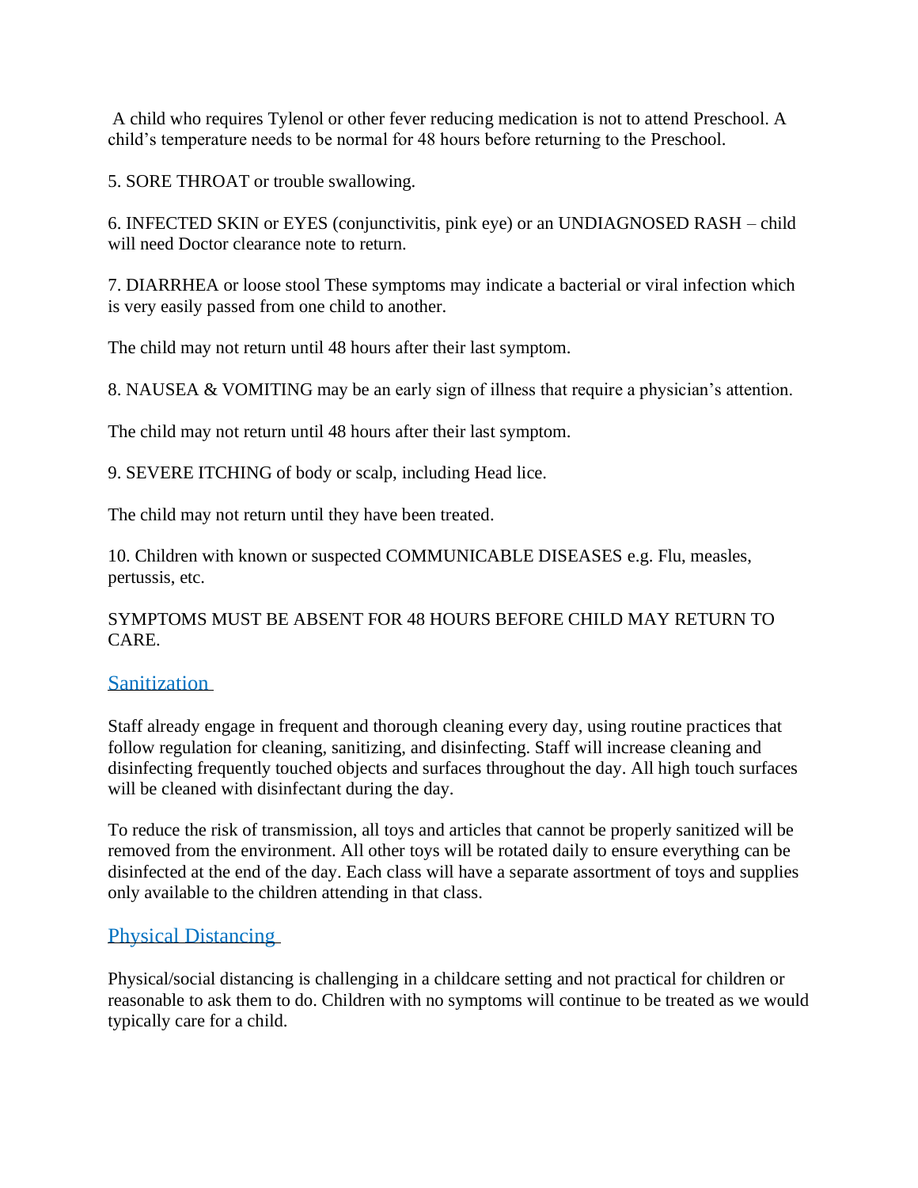A child who requires Tylenol or other fever reducing medication is not to attend Preschool. A child's temperature needs to be normal for 48 hours before returning to the Preschool.

5. SORE THROAT or trouble swallowing.

6. INFECTED SKIN or EYES (conjunctivitis, pink eye) or an UNDIAGNOSED RASH – child will need Doctor clearance note to return.

7. DIARRHEA or loose stool These symptoms may indicate a bacterial or viral infection which is very easily passed from one child to another.

The child may not return until 48 hours after their last symptom.

8. NAUSEA & VOMITING may be an early sign of illness that require a physician's attention.

The child may not return until 48 hours after their last symptom.

9. SEVERE ITCHING of body or scalp, including Head lice.

The child may not return until they have been treated.

10. Children with known or suspected COMMUNICABLE DISEASES e.g. Flu, measles, pertussis, etc.

SYMPTOMS MUST BE ABSENT FOR 48 HOURS BEFORE CHILD MAY RETURN TO CARE.

## Sanitization

Staff already engage in frequent and thorough cleaning every day, using routine practices that follow regulation for cleaning, sanitizing, and disinfecting. Staff will increase cleaning and disinfecting frequently touched objects and surfaces throughout the day. All high touch surfaces will be cleaned with disinfectant during the day.

To reduce the risk of transmission, all toys and articles that cannot be properly sanitized will be removed from the environment. All other toys will be rotated daily to ensure everything can be disinfected at the end of the day. Each class will have a separate assortment of toys and supplies only available to the children attending in that class.

## Physical Distancing

Physical/social distancing is challenging in a childcare setting and not practical for children or reasonable to ask them to do. Children with no symptoms will continue to be treated as we would typically care for a child.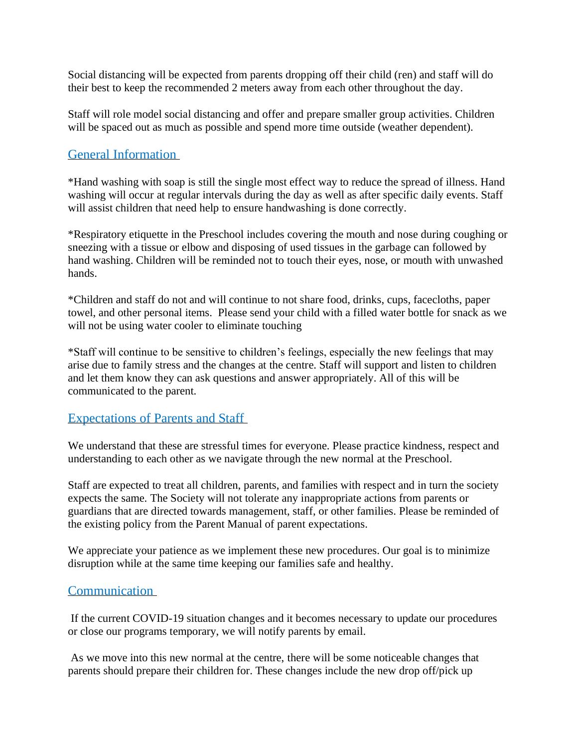Social distancing will be expected from parents dropping off their child (ren) and staff will do their best to keep the recommended 2 meters away from each other throughout the day.

Staff will role model social distancing and offer and prepare smaller group activities. Children will be spaced out as much as possible and spend more time outside (weather dependent).

## General Information

*Hand washing with soap is still the single most effect way to reduce the spread of illness. Hand washing will occur at regular intervals during the day as well as after specific daily events. Staff will assist children that need help to ensure handwashing is done correctly.

*Respiratory etiquette in the Preschool includes covering the mouth and nose during coughing or sneezing with a tissue or elbow and disposing of used tissues in the garbage can followed by hand washing. Children will be reminded not to touch their eyes, nose, or mouth with unwashed hands.

*Children and staff do not and will continue to not share food, drinks, cups, facecloths, paper towel, and other personal items. Please send your child with a filled water bottle for snack as we will not be using water cooler to eliminate touching

*Staff will continue to be sensitive to children's feelings, especially the new feelings that may arise due to family stress and the changes at the centre. Staff will support and listen to children and let them know they can ask questions and answer appropriately. All of this will be communicated to the parent.

## Expectations of Parents and Staff

We understand that these are stressful times for everyone. Please practice kindness, respect and understanding to each other as we navigate through the new normal at the Preschool.

Staff are expected to treat all children, parents, and families with respect and in turn the society expects the same. The Society will not tolerate any inappropriate actions from parents or guardians that are directed towards management, staff, or other families. Please be reminded of the existing policy from the Parent Manual of parent expectations.

We appreciate your patience as we implement these new procedures. Our goal is to minimize disruption while at the same time keeping our families safe and healthy.

## Communication

If the current COVID-19 situation changes and it becomes necessary to update our procedures or close our programs temporary, we will notify parents by email.

As we move into this new normal at the centre, there will be some noticeable changes that parents should prepare their children for. These changes include the new drop off/pick up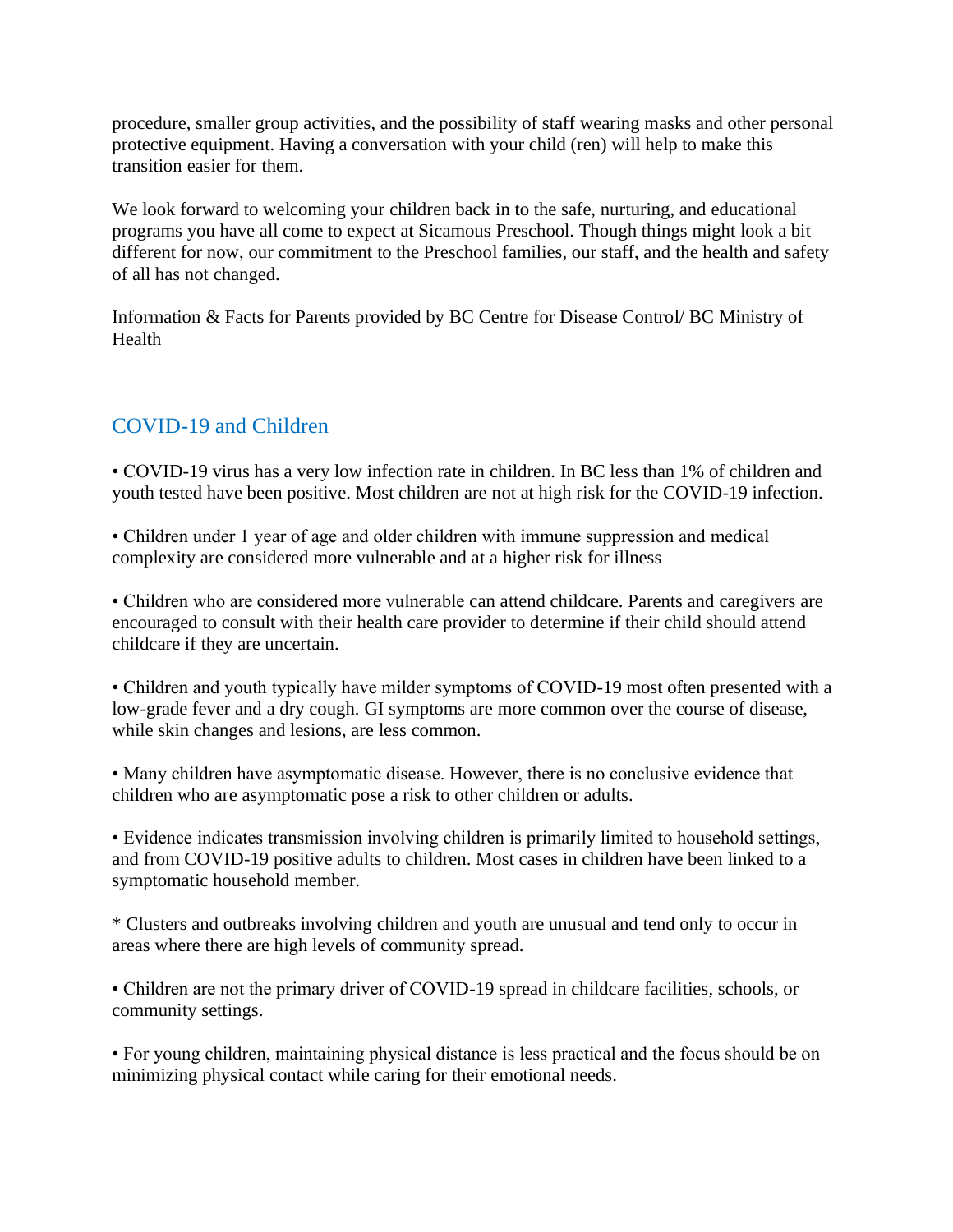procedure, smaller group activities, and the possibility of staff wearing masks and other personal protective equipment. Having a conversation with your child (ren) will help to make this transition easier for them.

We look forward to welcoming your children back in to the safe, nurturing, and educational programs you have all come to expect at Sicamous Preschool. Though things might look a bit different for now, our commitment to the Preschool families, our staff, and the health and safety of all has not changed.

Information & Facts for Parents provided by BC Centre for Disease Control/ BC Ministry of Health

## COVID-19 and Children

• COVID-19 virus has a very low infection rate in children. In BC less than 1% of children and youth tested have been positive. Most children are not at high risk for the COVID-19 infection.

• Children under 1 year of age and older children with immune suppression and medical complexity are considered more vulnerable and at a higher risk for illness

• Children who are considered more vulnerable can attend childcare. Parents and caregivers are encouraged to consult with their health care provider to determine if their child should attend childcare if they are uncertain.

• Children and youth typically have milder symptoms of COVID-19 most often presented with a low-grade fever and a dry cough. GI symptoms are more common over the course of disease, while skin changes and lesions, are less common.

• Many children have asymptomatic disease. However, there is no conclusive evidence that children who are asymptomatic pose a risk to other children or adults.

• Evidence indicates transmission involving children is primarily limited to household settings, and from COVID-19 positive adults to children. Most cases in children have been linked to a symptomatic household member.

* Clusters and outbreaks involving children and youth are unusual and tend only to occur in areas where there are high levels of community spread.

• Children are not the primary driver of COVID-19 spread in childcare facilities, schools, or community settings.

• For young children, maintaining physical distance is less practical and the focus should be on minimizing physical contact while caring for their emotional needs.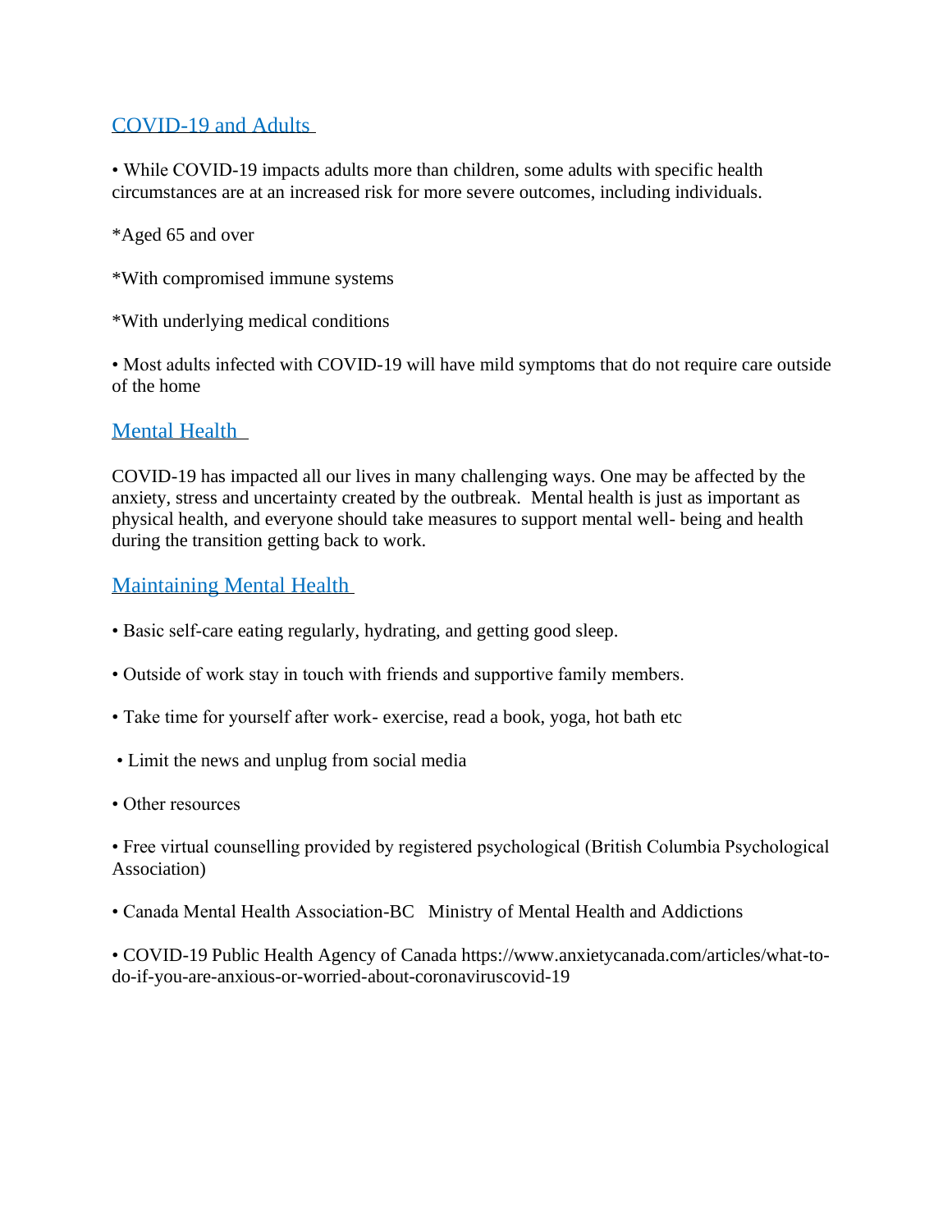## COVID-19 and Adults

• While COVID-19 impacts adults more than children, some adults with specific health circumstances are at an increased risk for more severe outcomes, including individuals.

*Aged 65 and over

*With compromised immune systems

*With underlying medical conditions

• Most adults infected with COVID-19 will have mild symptoms that do not require care outside of the home

## Mental Health

COVID-19 has impacted all our lives in many challenging ways. One may be affected by the anxiety, stress and uncertainty created by the outbreak. Mental health is just as important as physical health, and everyone should take measures to support mental well- being and health during the transition getting back to work.

## Maintaining Mental Health

• Basic self-care eating regularly, hydrating, and getting good sleep.

• Outside of work stay in touch with friends and supportive family members.

• Take time for yourself after work- exercise, read a book, yoga, hot bath etc

• Limit the news and unplug from social media

• Other resources

• Free virtual counselling provided by registered psychological (British Columbia Psychological Association)

• Canada Mental Health Association-BC Ministry of Mental Health and Addictions

• COVID-19 Public Health Agency of Canada https://www.anxietycanada.com/articles/what-to-do-if-you-are-anxious-or-worried-about-coronaviruscovid-19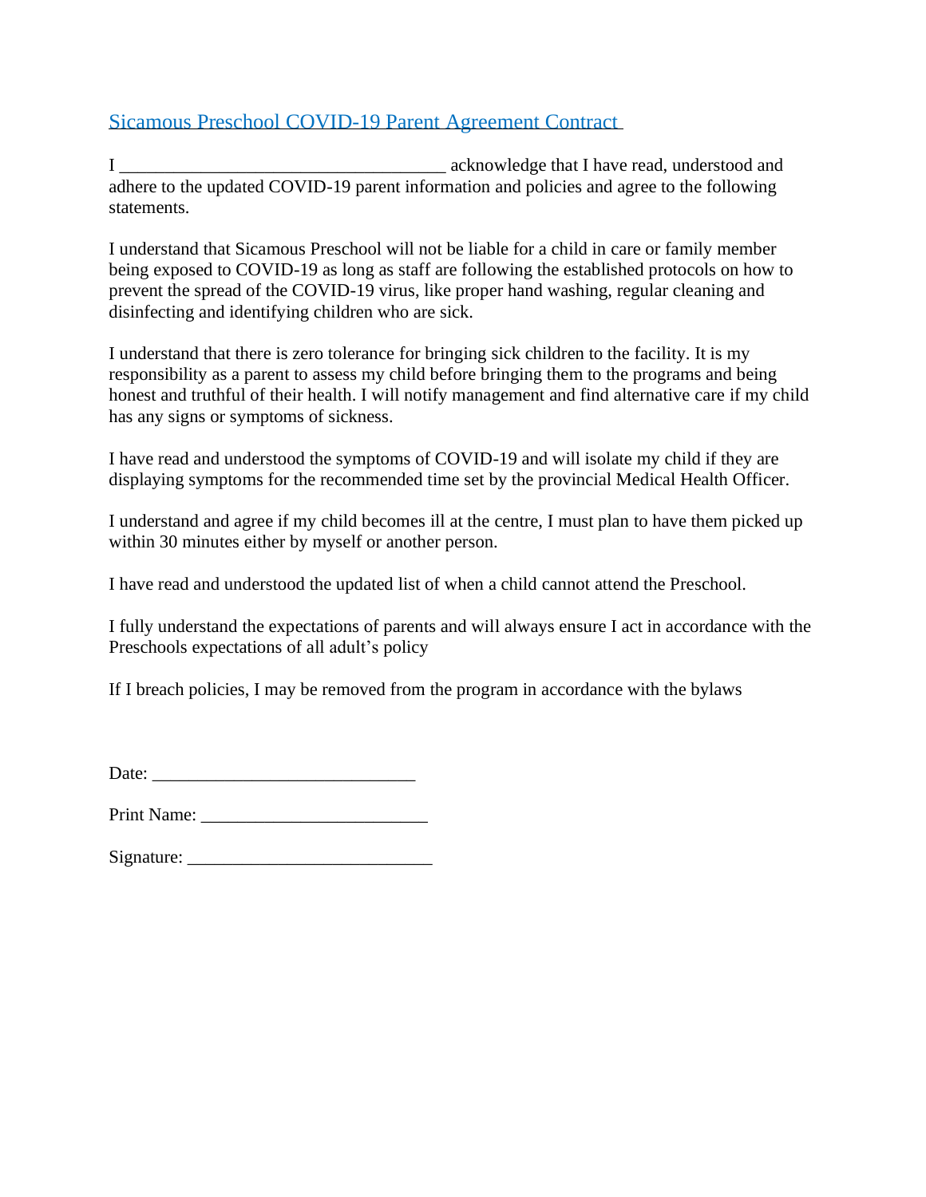## Sicamous Preschool COVID-19 Parent Agreement Contract

I ____________________________________ acknowledge that I have read, understood and adhere to the updated COVID-19 parent information and policies and agree to the following statements.

I understand that Sicamous Preschool will not be liable for a child in care or family member being exposed to COVID-19 as long as staff are following the established protocols on how to prevent the spread of the COVID-19 virus, like proper hand washing, regular cleaning and disinfecting and identifying children who are sick.

I understand that there is zero tolerance for bringing sick children to the facility. It is my responsibility as a parent to assess my child before bringing them to the programs and being honest and truthful of their health. I will notify management and find alternative care if my child has any signs or symptoms of sickness.

I have read and understood the symptoms of COVID-19 and will isolate my child if they are displaying symptoms for the recommended time set by the provincial Medical Health Officer.

I understand and agree if my child becomes ill at the centre, I must plan to have them picked up within 30 minutes either by myself or another person.

I have read and understood the updated list of when a child cannot attend the Preschool.

I fully understand the expectations of parents and will always ensure I act in accordance with the Preschools expectations of all adult's policy

If I breach policies, I may be removed from the program in accordance with the bylaws

Date: _____________________________

Print Name: _________________________

Signature: ___________________________